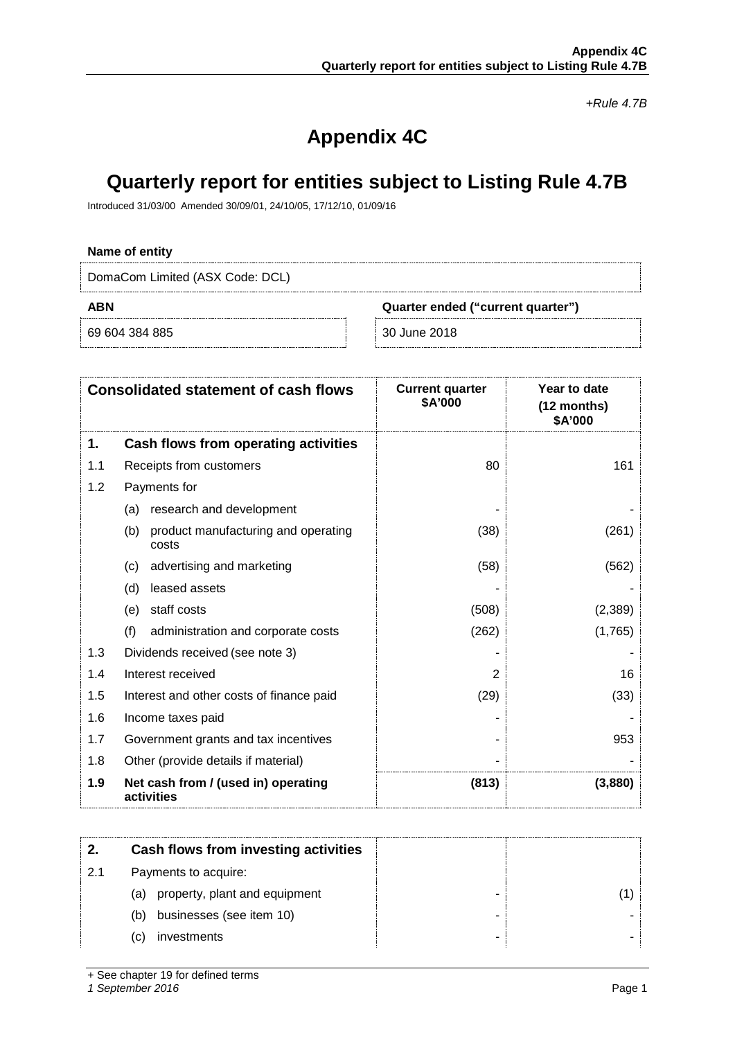*+Rule 4.7B*

# Appendix 4C

# Quarterly report for entities subject to Listing Rule 4.7B

Introduced 31/03/00 Amended 30/09/01, 24/10/05, 17/12/10, 01/09/16

**Name of entity**

DomaCom Limited (ASX Code: DCL)

| **ABN** | **Quarter ended ("current quarter")** |
|---|---|
| 69 604 384 885 | 30 June 2018 |

| | **Consolidated statement of cash flows** | **Current quarter $A'000** | **Year to date (12 months) $A'000** |
|---|---|---|---|
| **1.** | **Cash flows from operating activities** | | |
| 1.1 | Receipts from customers | 80 | 161 |
| 1.2 | Payments for | | |
| | (a) research and development | - | - |
| | (b) product manufacturing and operating costs | (38) | (261) |
| | (c) advertising and marketing | (58) | (562) |
| | (d) leased assets | - | - |
| | (e) staff costs | (508) | (2,389) |
| | (f) administration and corporate costs | (262) | (1,765) |
| 1.3 | Dividends received (see note 3) | - | - |
| 1.4 | Interest received | 2 | 16 |
| 1.5 | Interest and other costs of finance paid | (29) | (33) |
| 1.6 | Income taxes paid | - | - |
| 1.7 | Government grants and tax incentives | - | 953 |
| 1.8 | Other (provide details if material) | - | - |
| **1.9** | **Net cash from / (used in) operating activities** | **(813)** | **(3,880)** |

| **2.** | **Cash flows from investing activities** | | |
|---|---|---|---|
| 2.1 | Payments to acquire: | | |
| | (a) property, plant and equipment | - | (1) |
| | (b) businesses (see item 10) | - | - |
| | (c) investments | - | - |

+ See chapter 19 for defined terms
*1 September 2016*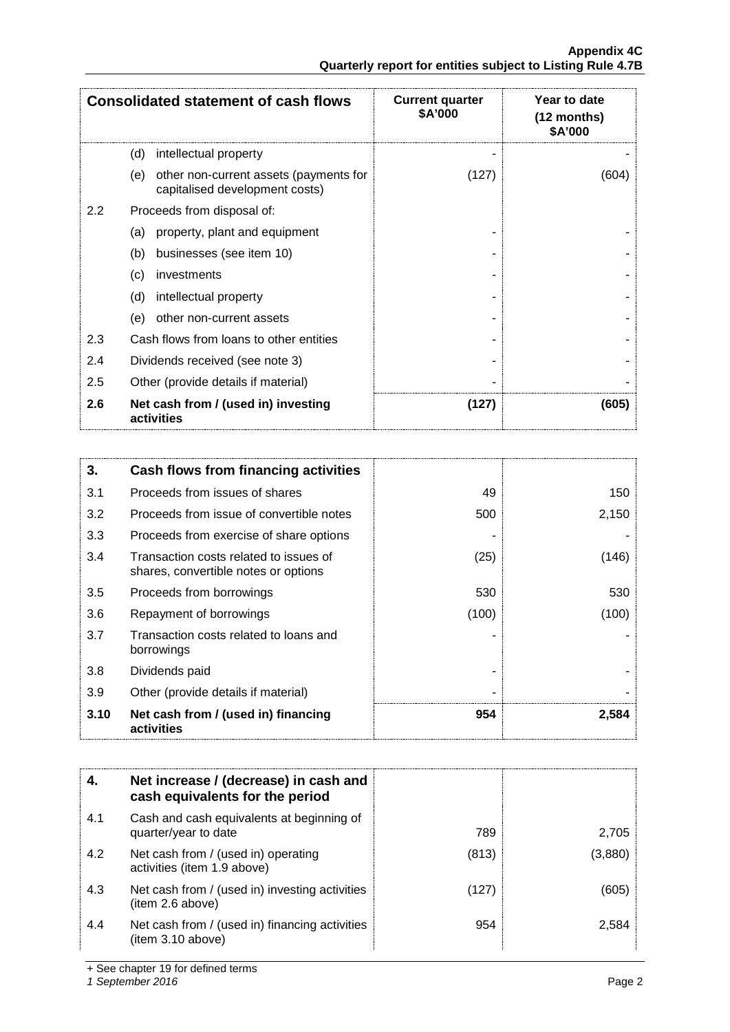| Consolidated statement of cash flows | | Current quarter \$A'000 | Year to date (12 months) \$A'000 |
|---|---|---|---|
| | (d) intellectual property | - | - |
| | (e) other non-current assets (payments for capitalised development costs) | (127) | (604) |
| 2.2 | Proceeds from disposal of: | | |
| | (a) property, plant and equipment | - | - |
| | (b) businesses (see item 10) | - | - |
| | (c) investments | - | - |
| | (d) intellectual property | - | - |
| | (e) other non-current assets | - | - |
| 2.3 | Cash flows from loans to other entities | - | - |
| 2.4 | Dividends received (see note 3) | - | - |
| 2.5 | Other (provide details if material) | - | - |
| **2.6** | **Net cash from / (used in) investing activities** | **(127)** | **(605)** |

| **3.** | **Cash flows from financing activities** | | |
|---|---|---|---|
| 3.1 | Proceeds from issues of shares | 49 | 150 |
| 3.2 | Proceeds from issue of convertible notes | 500 | 2,150 |
| 3.3 | Proceeds from exercise of share options | - | - |
| 3.4 | Transaction costs related to issues of shares, convertible notes or options | (25) | (146) |
| 3.5 | Proceeds from borrowings | 530 | 530 |
| 3.6 | Repayment of borrowings | (100) | (100) |
| 3.7 | Transaction costs related to loans and borrowings | - | - |
| 3.8 | Dividends paid | - | - |
| 3.9 | Other (provide details if material) | - | - |
| **3.10** | **Net cash from / (used in) financing activities** | **954** | **2,584** |

| **4.** | **Net increase / (decrease) in cash and cash equivalents for the period** | | |
|---|---|---|---|
| 4.1 | Cash and cash equivalents at beginning of quarter/year to date | 789 | 2,705 |
| 4.2 | Net cash from / (used in) operating activities (item 1.9 above) | (813) | (3,880) |
| 4.3 | Net cash from / (used in) investing activities (item 2.6 above) | (127) | (605) |
| 4.4 | Net cash from / (used in) financing activities (item 3.10 above) | 954 | 2,584 |

+ See chapter 19 for defined terms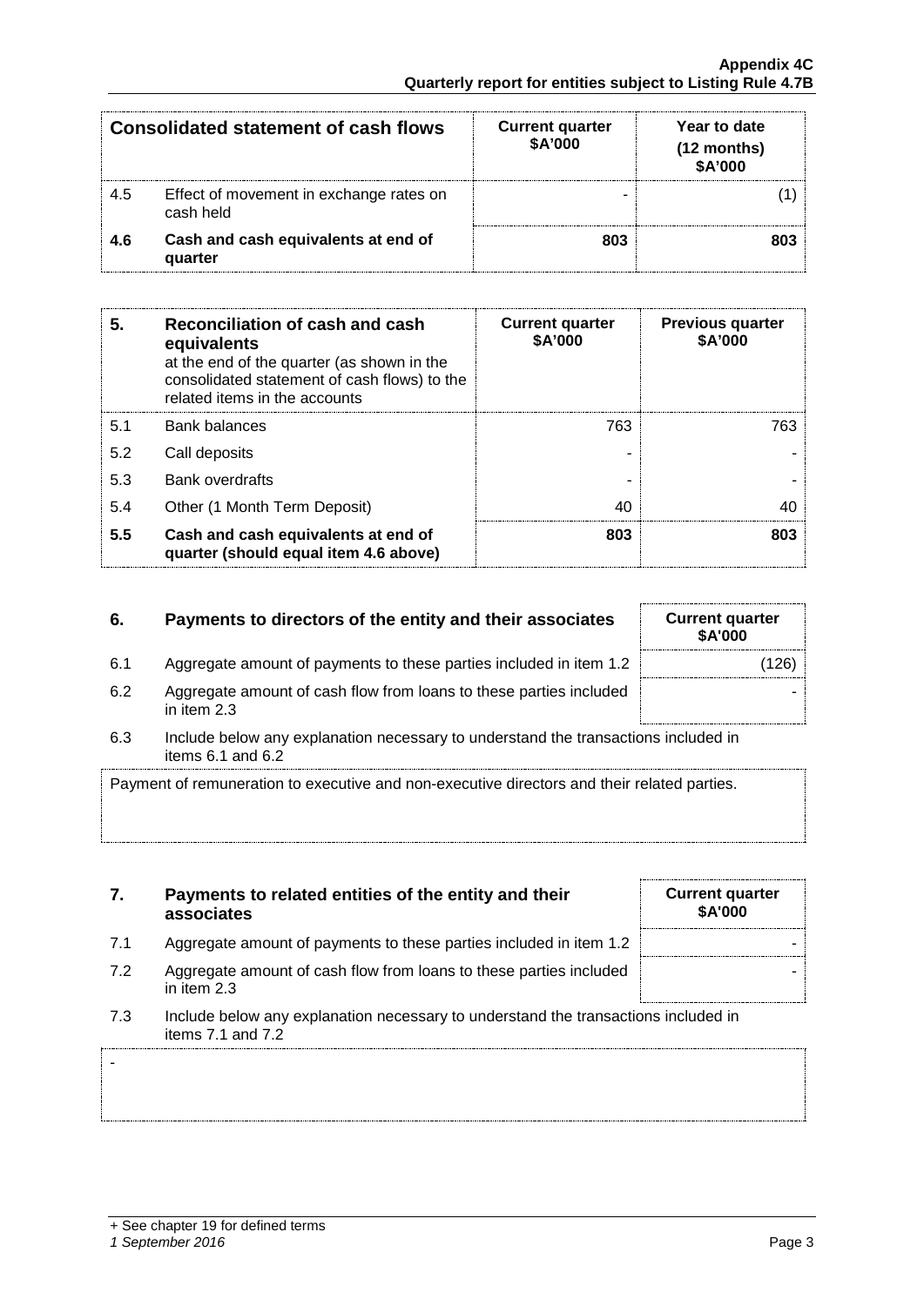| Consolidated statement of cash flows | | Current quarter $A'000 | Year to date (12 months) $A'000 |
|---|---|---|---|
| 4.5 | Effect of movement in exchange rates on cash held | - | (1) |
| **4.6** | **Cash and cash equivalents at end of quarter** | **803** | **803** |

| 5. | Reconciliation of cash and cash equivalents at the end of the quarter (as shown in the consolidated statement of cash flows) to the related items in the accounts | Current quarter $A'000 | Previous quarter $A'000 |
|---|---|---|---|
| 5.1 | Bank balances | 763 | 763 |
| 5.2 | Call deposits | - | - |
| 5.3 | Bank overdrafts | - | - |
| 5.4 | Other (1 Month Term Deposit) | 40 | 40 |
| **5.5** | **Cash and cash equivalents at end of quarter (should equal item 4.6 above)** | **803** | **803** |

| 6. | Payments to directors of the entity and their associates | Current quarter $A'000 |
|---|---|---|
| 6.1 | Aggregate amount of payments to these parties included in item 1.2 | (126) |
| 6.2 | Aggregate amount of cash flow from loans to these parties included in item 2.3 | - |

6.3 Include below any explanation necessary to understand the transactions included in items 6.1 and 6.2

Payment of remuneration to executive and non-executive directors and their related parties.

| 7. | Payments to related entities of the entity and their associates | Current quarter $A'000 |
|---|---|---|
| 7.1 | Aggregate amount of payments to these parties included in item 1.2 | - |
| 7.2 | Aggregate amount of cash flow from loans to these parties included in item 2.3 | - |

7.3 Include below any explanation necessary to understand the transactions included in items 7.1 and 7.2

-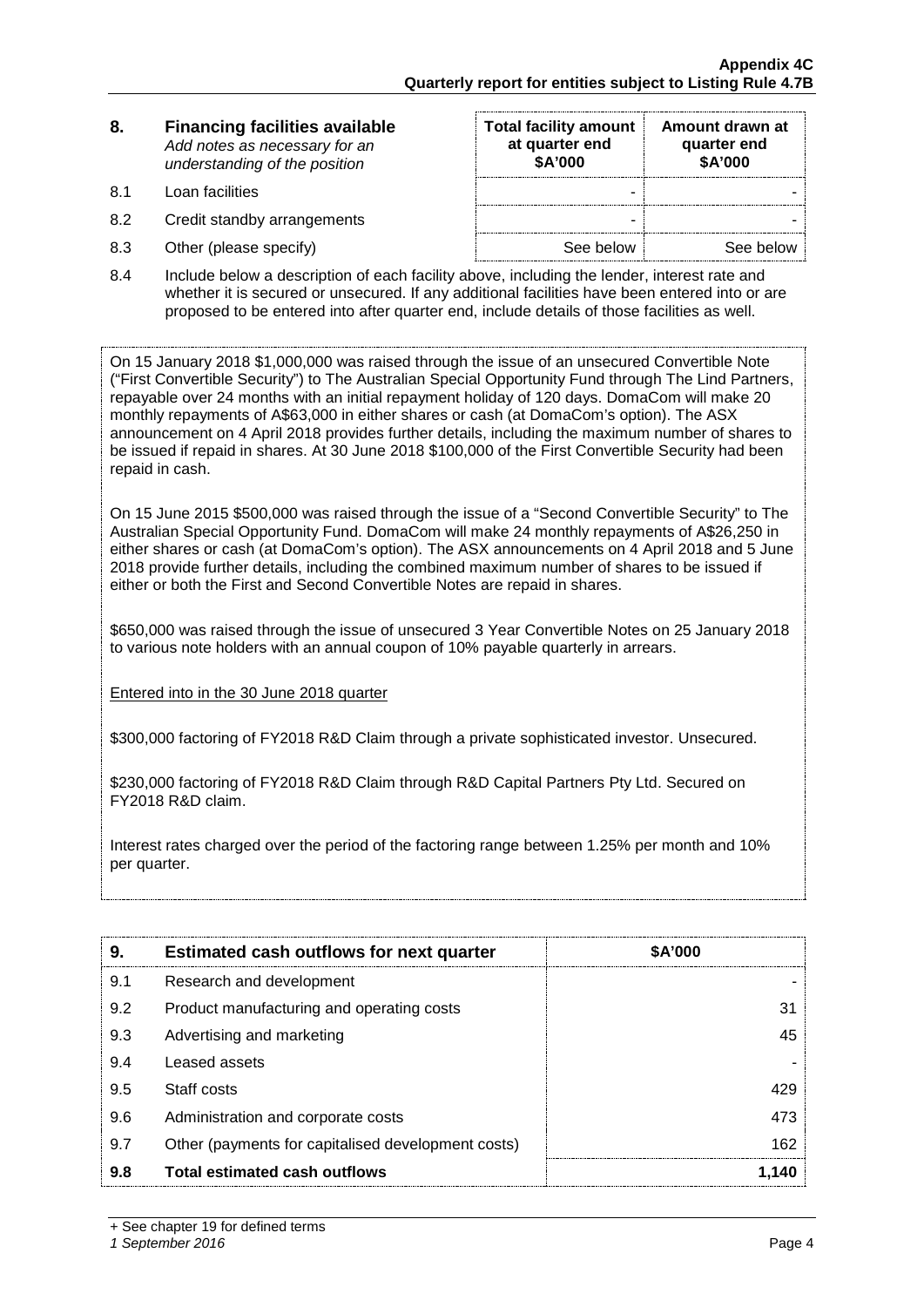| 8. | **Financing facilities available** *Add notes as necessary for an understanding of the position* | **Total facility amount at quarter end \$A'000** | **Amount drawn at quarter end \$A'000** |
|---|---|---|---|
| 8.1 | Loan facilities | - | - |
| 8.2 | Credit standby arrangements | - | - |
| 8.3 | Other (please specify) | See below | See below |

8.4 Include below a description of each facility above, including the lender, interest rate and whether it is secured or unsecured. If any additional facilities have been entered into or are proposed to be entered into after quarter end, include details of those facilities as well.

On 15 January 2018 $1,000,000 was raised through the issue of an unsecured Convertible Note ("First Convertible Security") to The Australian Special Opportunity Fund through The Lind Partners, repayable over 24 months with an initial repayment holiday of 120 days. DomaCom will make 20 monthly repayments of A$63,000 in either shares or cash (at DomaCom's option). The ASX announcement on 4 April 2018 provides further details, including the maximum number of shares to be issued if repaid in shares. At 30 June 2018 $100,000 of the First Convertible Security had been repaid in cash.

On 15 June 2015 $500,000 was raised through the issue of a "Second Convertible Security" to The Australian Special Opportunity Fund. DomaCom will make 24 monthly repayments of A$26,250 in either shares or cash (at DomaCom's option). The ASX announcements on 4 April 2018 and 5 June 2018 provide further details, including the combined maximum number of shares to be issued if either or both the First and Second Convertible Notes are repaid in shares.

$650,000 was raised through the issue of unsecured 3 Year Convertible Notes on 25 January 2018 to various note holders with an annual coupon of 10% payable quarterly in arrears.

Entered into in the 30 June 2018 quarter

$300,000 factoring of FY2018 R&D Claim through a private sophisticated investor. Unsecured.

$230,000 factoring of FY2018 R&D Claim through R&D Capital Partners Pty Ltd. Secured on FY2018 R&D claim.

Interest rates charged over the period of the factoring range between 1.25% per month and 10% per quarter.

| 9. | **Estimated cash outflows for next quarter** | **\$A'000** |
|---|---|---|
| 9.1 | Research and development | - |
| 9.2 | Product manufacturing and operating costs | 31 |
| 9.3 | Advertising and marketing | 45 |
| 9.4 | Leased assets | - |
| 9.5 | Staff costs | 429 |
| 9.6 | Administration and corporate costs | 473 |
| 9.7 | Other (payments for capitalised development costs) | 162 |
| **9.8** | **Total estimated cash outflows** | **1,140** |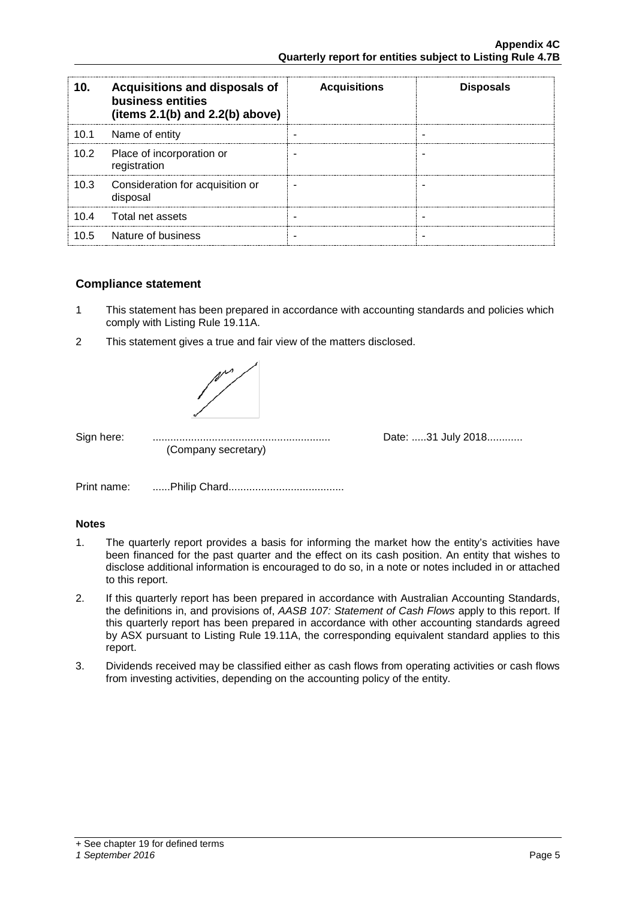| 10. | Acquisitions and disposals of business entities (items 2.1(b) and 2.2(b) above) | Acquisitions | Disposals |
|---|---|---|---|
| 10.1 | Name of entity | - | - |
| 10.2 | Place of incorporation or registration | - | - |
| 10.3 | Consideration for acquisition or disposal | - | - |
| 10.4 | Total net assets | - | - |
| 10.5 | Nature of business | - | - |

## Compliance statement

1 This statement has been prepared in accordance with accounting standards and policies which comply with Listing Rule 19.11A.

2 This statement gives a true and fair view of the matters disclosed.

Sign here: ............................................................ (Company secretary) Date: .....31 July 2018............

Print name: ......Philip Chard.......................................

### Notes

1. The quarterly report provides a basis for informing the market how the entity's activities have been financed for the past quarter and the effect on its cash position. An entity that wishes to disclose additional information is encouraged to do so, in a note or notes included in or attached to this report.
2. If this quarterly report has been prepared in accordance with Australian Accounting Standards, the definitions in, and provisions of, *AASB 107: Statement of Cash Flows* apply to this report. If this quarterly report has been prepared in accordance with other accounting standards agreed by ASX pursuant to Listing Rule 19.11A, the corresponding equivalent standard applies to this report.
3. Dividends received may be classified either as cash flows from operating activities or cash flows from investing activities, depending on the accounting policy of the entity.